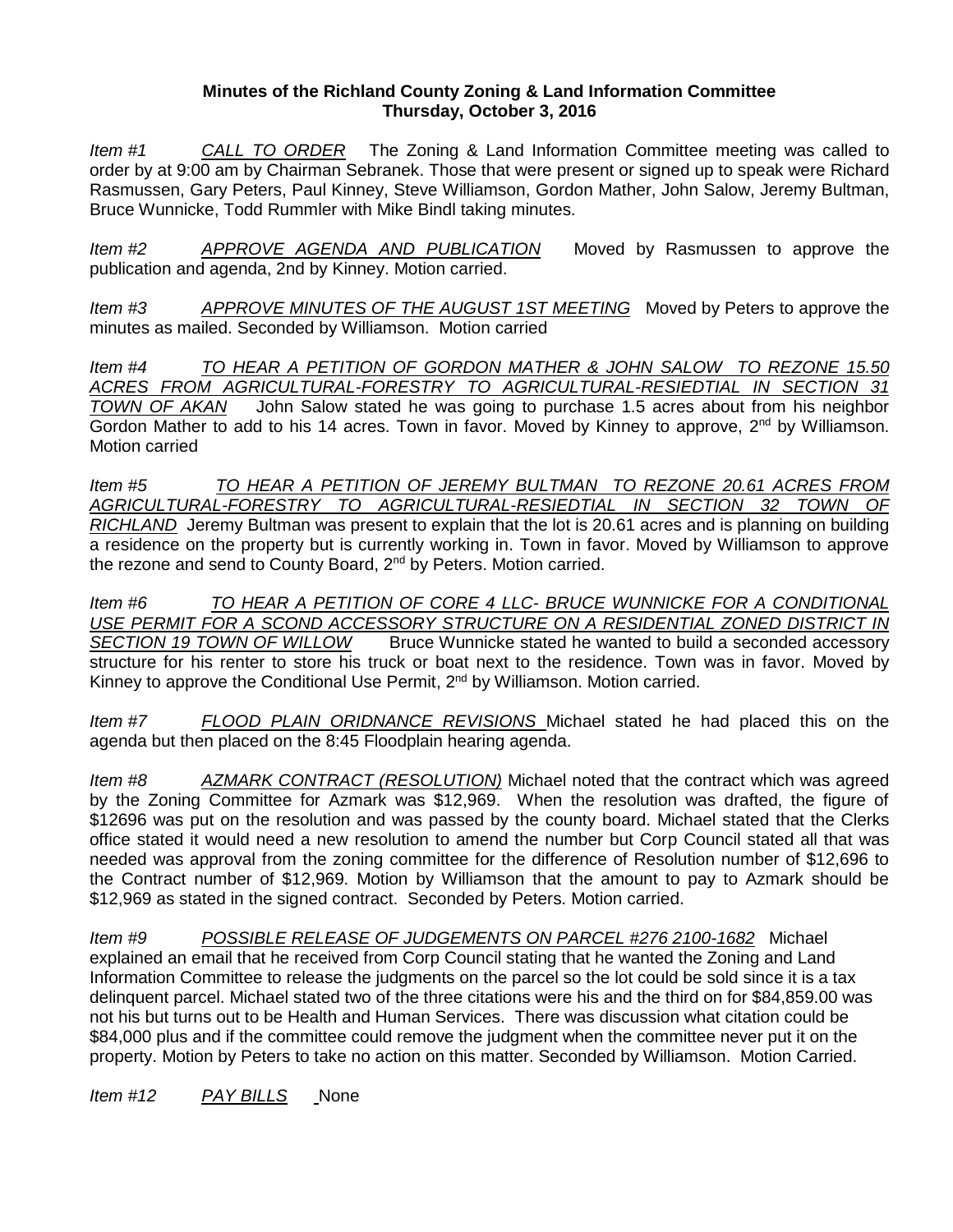**Minutes of the Richland County Zoning & Land Information Committee**
**Thursday, October 3, 2016**

*Item #1* *CALL TO ORDER* The Zoning & Land Information Committee meeting was called to order by at 9:00 am by Chairman Sebranek. Those that were present or signed up to speak were Richard Rasmussen, Gary Peters, Paul Kinney, Steve Williamson, Gordon Mather, John Salow, Jeremy Bultman, Bruce Wunnicke, Todd Rummler with Mike Bindl taking minutes.

*Item #2* *APPROVE AGENDA AND PUBLICATION* Moved by Rasmussen to approve the publication and agenda, 2nd by Kinney. Motion carried.

*Item #3* *APPROVE MINUTES OF THE AUGUST 1ST MEETING* Moved by Peters to approve the minutes as mailed. Seconded by Williamson. Motion carried

*Item #4* *TO HEAR A PETITION OF GORDON MATHER & JOHN SALOW TO REZONE 15.50 ACRES FROM AGRICULTURAL-FORESTRY TO AGRICULTURAL-RESIEDTIAL IN SECTION 31 TOWN OF AKAN* John Salow stated he was going to purchase 1.5 acres about from his neighbor Gordon Mather to add to his 14 acres. Town in favor. Moved by Kinney to approve, 2nd by Williamson. Motion carried

*Item #5* *TO HEAR A PETITION OF JEREMY BULTMAN TO REZONE 20.61 ACRES FROM AGRICULTURAL-FORESTRY TO AGRICULTURAL-RESIEDTIAL IN SECTION 32 TOWN OF RICHLAND* Jeremy Bultman was present to explain that the lot is 20.61 acres and is planning on building a residence on the property but is currently working in. Town in favor. Moved by Williamson to approve the rezone and send to County Board, 2nd by Peters. Motion carried.

*Item #6* *TO HEAR A PETITION OF CORE 4 LLC- BRUCE WUNNICKE FOR A CONDITIONAL USE PERMIT FOR A SCOND ACCESSORY STRUCTURE ON A RESIDENTIAL ZONED DISTRICT IN SECTION 19 TOWN OF WILLOW* Bruce Wunnicke stated he wanted to build a seconded accessory structure for his renter to store his truck or boat next to the residence. Town was in favor. Moved by Kinney to approve the Conditional Use Permit, 2nd by Williamson. Motion carried.

*Item #7* *FLOOD PLAIN ORIDNANCE REVISIONS* Michael stated he had placed this on the agenda but then placed on the 8:45 Floodplain hearing agenda.

*Item #8* *AZMARK CONTRACT (RESOLUTION)* Michael noted that the contract which was agreed by the Zoning Committee for Azmark was $12,969. When the resolution was drafted, the figure of $12696 was put on the resolution and was passed by the county board. Michael stated that the Clerks office stated it would need a new resolution to amend the number but Corp Council stated all that was needed was approval from the zoning committee for the difference of Resolution number of $12,696 to the Contract number of $12,969. Motion by Williamson that the amount to pay to Azmark should be $12,969 as stated in the signed contract. Seconded by Peters. Motion carried.

*Item #9* *POSSIBLE RELEASE OF JUDGEMENTS ON PARCEL #276 2100-1682* Michael explained an email that he received from Corp Council stating that he wanted the Zoning and Land Information Committee to release the judgments on the parcel so the lot could be sold since it is a tax delinquent parcel. Michael stated two of the three citations were his and the third on for $84,859.00 was not his but turns out to be Health and Human Services. There was discussion what citation could be $84,000 plus and if the committee could remove the judgment when the committee never put it on the property. Motion by Peters to take no action on this matter. Seconded by Williamson. Motion Carried.

*Item #12* *PAY BILLS* None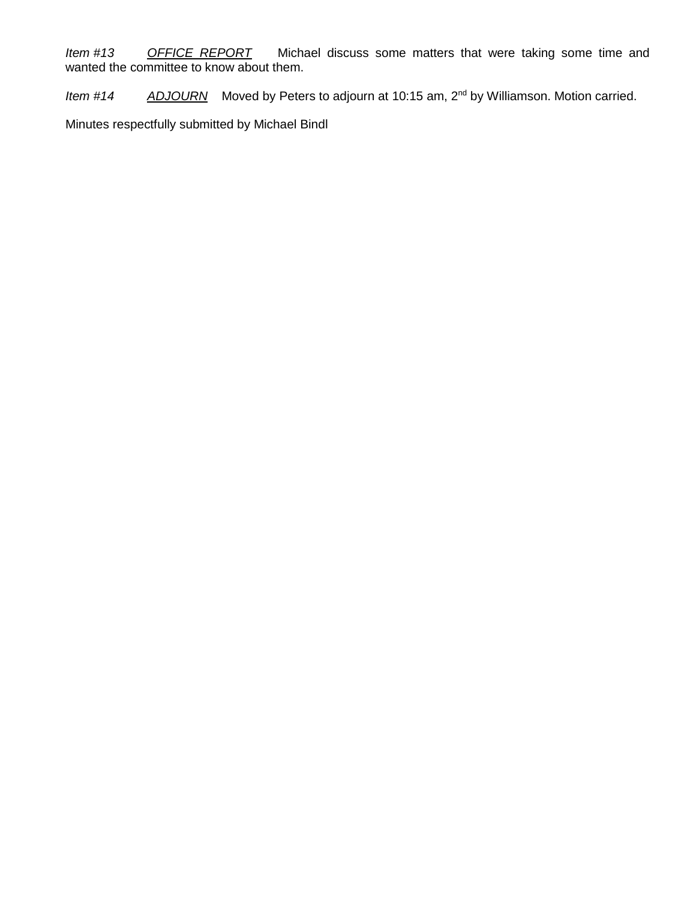*Item #13* *<u>OFFICE REPORT</u>* Michael discuss some matters that were taking some time and wanted the committee to know about them.

*Item #14* *<u>ADJOURN</u>* Moved by Peters to adjourn at 10:15 am, 2nd by Williamson. Motion carried.

Minutes respectfully submitted by Michael Bindl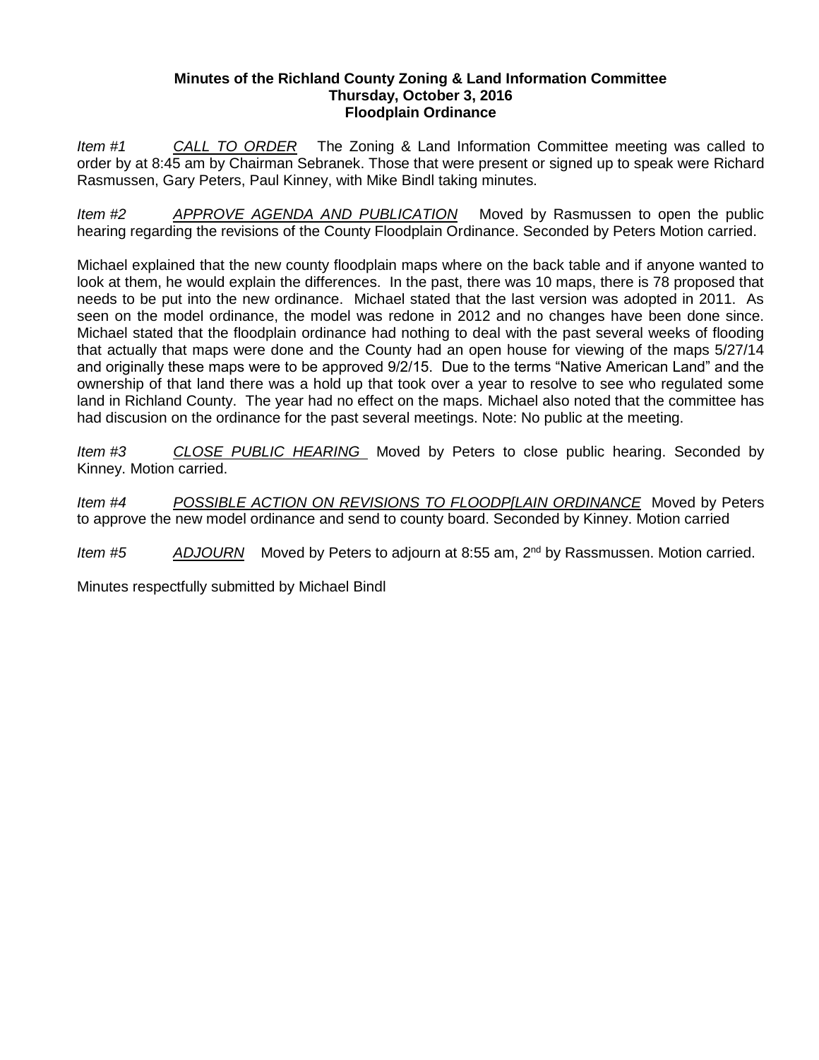**Minutes of the Richland County Zoning & Land Information Committee**
**Thursday, October 3, 2016**
**Floodplain Ordinance**

*Item #1* *CALL TO ORDER* The Zoning & Land Information Committee meeting was called to order by at 8:45 am by Chairman Sebranek. Those that were present or signed up to speak were Richard Rasmussen, Gary Peters, Paul Kinney, with Mike Bindl taking minutes.

*Item #2* *APPROVE AGENDA AND PUBLICATION* Moved by Rasmussen to open the public hearing regarding the revisions of the County Floodplain Ordinance. Seconded by Peters Motion carried.

Michael explained that the new county floodplain maps where on the back table and if anyone wanted to look at them, he would explain the differences. In the past, there was 10 maps, there is 78 proposed that needs to be put into the new ordinance. Michael stated that the last version was adopted in 2011. As seen on the model ordinance, the model was redone in 2012 and no changes have been done since. Michael stated that the floodplain ordinance had nothing to deal with the past several weeks of flooding that actually that maps were done and the County had an open house for viewing of the maps 5/27/14 and originally these maps were to be approved 9/2/15. Due to the terms "Native American Land" and the ownership of that land there was a hold up that took over a year to resolve to see who regulated some land in Richland County. The year had no effect on the maps. Michael also noted that the committee has had discusion on the ordinance for the past several meetings. Note: No public at the meeting.

*Item #3* *CLOSE PUBLIC HEARING* Moved by Peters to close public hearing. Seconded by Kinney. Motion carried.

*Item #4* *POSSIBLE ACTION ON REVISIONS TO FLOODP[LAIN ORDINANCE* Moved by Peters to approve the new model ordinance and send to county board. Seconded by Kinney. Motion carried

*Item #5* *ADJOURN* Moved by Peters to adjourn at 8:55 am, 2nd by Rassmussen. Motion carried.

Minutes respectfully submitted by Michael Bindl